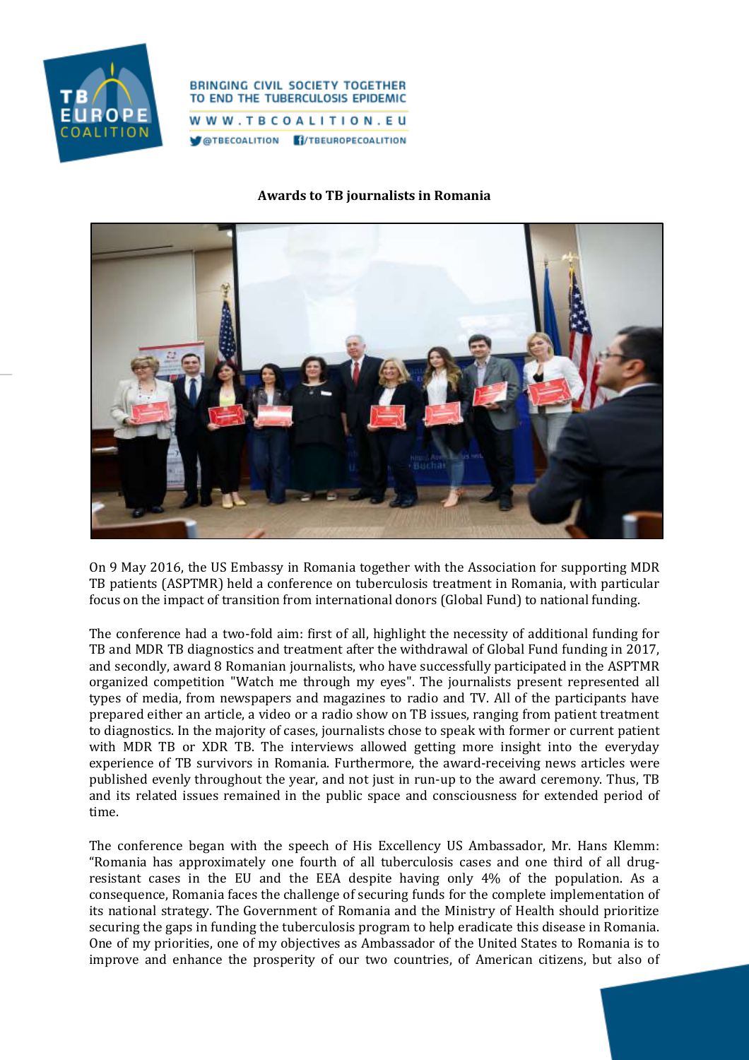**Awards to TB journalists in Romania**

On 9 May 2016, the US Embassy in Romania together with the Association for supporting MDR TB patients (ASPTMR) held a conference on tuberculosis treatment in Romania, with particular focus on the impact of transition from international donors (Global Fund) to national funding.

The conference had a two-fold aim: first of all, highlight the necessity of additional funding for TB and MDR TB diagnostics and treatment after the withdrawal of Global Fund funding in 2017, and secondly, award 8 Romanian journalists, who have successfully participated in the ASPTMR organized competition "Watch me through my eyes". The journalists present represented all types of media, from newspapers and magazines to radio and TV. All of the participants have prepared either an article, a video or a radio show on TB issues, ranging from patient treatment to diagnostics. In the majority of cases, journalists chose to speak with former or current patient with MDR TB or XDR TB. The interviews allowed getting more insight into the everyday experience of TB survivors in Romania. Furthermore, the award-receiving news articles were published evenly throughout the year, and not just in run-up to the award ceremony. Thus, TB and its related issues remained in the public space and consciousness for extended period of time.

The conference began with the speech of His Excellency US Ambassador, Mr. Hans Klemm: "Romania has approximately one fourth of all tuberculosis cases and one third of all drug-resistant cases in the EU and the EEA despite having only 4% of the population. As a consequence, Romania faces the challenge of securing funds for the complete implementation of its national strategy. The Government of Romania and the Ministry of Health should prioritize securing the gaps in funding the tuberculosis program to help eradicate this disease in Romania. One of my priorities, one of my objectives as Ambassador of the United States to Romania is to improve and enhance the prosperity of our two countries, of American citizens, but also of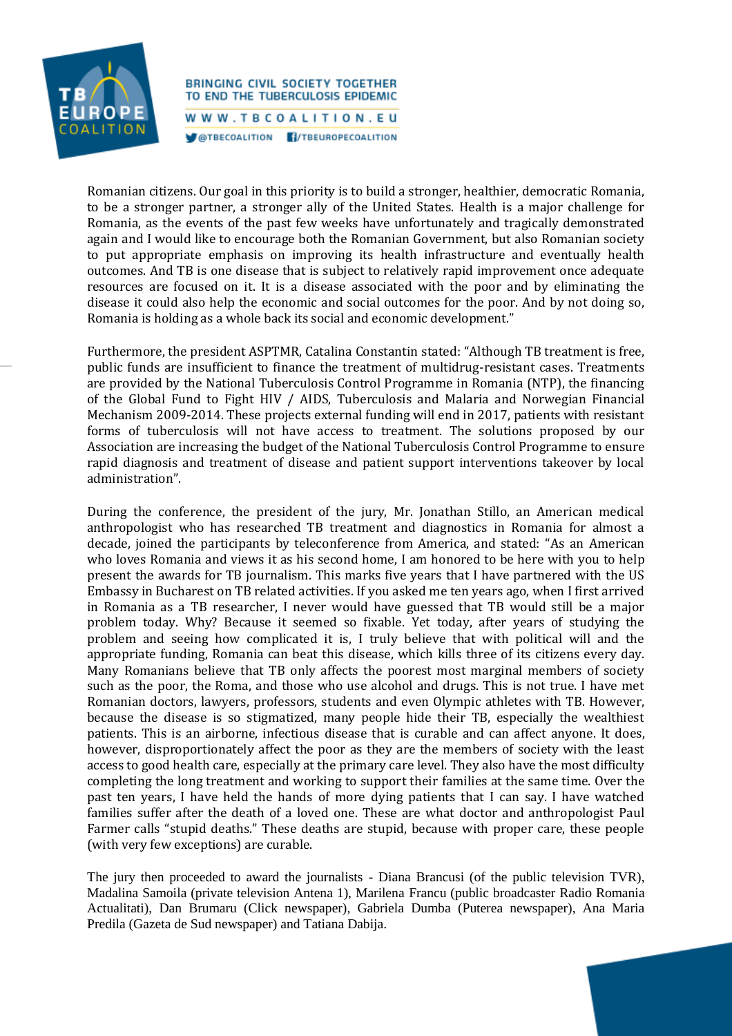Romanian citizens. Our goal in this priority is to build a stronger, healthier, democratic Romania, to be a stronger partner, a stronger ally of the United States. Health is a major challenge for Romania, as the events of the past few weeks have unfortunately and tragically demonstrated again and I would like to encourage both the Romanian Government, but also Romanian society to put appropriate emphasis on improving its health infrastructure and eventually health outcomes. And TB is one disease that is subject to relatively rapid improvement once adequate resources are focused on it. It is a disease associated with the poor and by eliminating the disease it could also help the economic and social outcomes for the poor. And by not doing so, Romania is holding as a whole back its social and economic development."

Furthermore, the president ASPTMR, Catalina Constantin stated: "Although TB treatment is free, public funds are insufficient to finance the treatment of multidrug-resistant cases. Treatments are provided by the National Tuberculosis Control Programme in Romania (NTP), the financing of the Global Fund to Fight HIV / AIDS, Tuberculosis and Malaria and Norwegian Financial Mechanism 2009-2014. These projects external funding will end in 2017, patients with resistant forms of tuberculosis will not have access to treatment. The solutions proposed by our Association are increasing the budget of the National Tuberculosis Control Programme to ensure rapid diagnosis and treatment of disease and patient support interventions takeover by local administration".

During the conference, the president of the jury, Mr. Jonathan Stillo, an American medical anthropologist who has researched TB treatment and diagnostics in Romania for almost a decade, joined the participants by teleconference from America, and stated: "As an American who loves Romania and views it as his second home, I am honored to be here with you to help present the awards for TB journalism. This marks five years that I have partnered with the US Embassy in Bucharest on TB related activities. If you asked me ten years ago, when I first arrived in Romania as a TB researcher, I never would have guessed that TB would still be a major problem today. Why? Because it seemed so fixable. Yet today, after years of studying the problem and seeing how complicated it is, I truly believe that with political will and the appropriate funding, Romania can beat this disease, which kills three of its citizens every day. Many Romanians believe that TB only affects the poorest most marginal members of society such as the poor, the Roma, and those who use alcohol and drugs. This is not true. I have met Romanian doctors, lawyers, professors, students and even Olympic athletes with TB. However, because the disease is so stigmatized, many people hide their TB, especially the wealthiest patients. This is an airborne, infectious disease that is curable and can affect anyone. It does, however, disproportionately affect the poor as they are the members of society with the least access to good health care, especially at the primary care level. They also have the most difficulty completing the long treatment and working to support their families at the same time. Over the past ten years, I have held the hands of more dying patients that I can say. I have watched families suffer after the death of a loved one. These are what doctor and anthropologist Paul Farmer calls "stupid deaths." These deaths are stupid, because with proper care, these people (with very few exceptions) are curable.

The jury then proceeded to award the journalists - Diana Brancusi (of the public television TVR), Madalina Samoila (private television Antena 1), Marilena Francu (public broadcaster Radio Romania Actualitati), Dan Brumaru (Click newspaper), Gabriela Dumba (Puterea newspaper), Ana Maria Predila (Gazeta de Sud newspaper) and Tatiana Dabija.